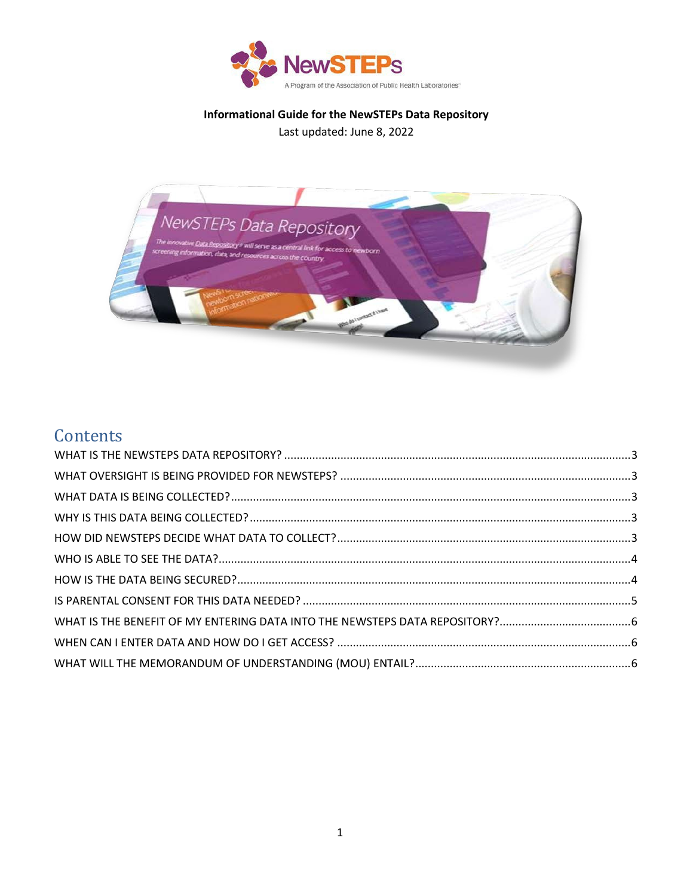**Informational Guide for the NewSTEPs Data Repository**

Last updated: June 8, 2022

# Contents

WHAT IS THE NEWSTEPS DATA REPOSITORY? ....................................................................................................3
WHAT OVERSIGHT IS BEING PROVIDED FOR NEWSTEPS? .............................................................................3
WHAT DATA IS BEING COLLECTED?...................................................................................................................3
WHY IS THIS DATA BEING COLLECTED?.............................................................................................................3
HOW DID NEWSTEPS DECIDE WHAT DATA TO COLLECT?...............................................................................3
WHO IS ABLE TO SEE THE DATA?......................................................................................................................4
HOW IS THE DATA BEING SECURED?..................................................................................................................4
IS PARENTAL CONSENT FOR THIS DATA NEEDED? ...........................................................................................5
WHAT IS THE BENEFIT OF MY ENTERING DATA INTO THE NEWSTEPS DATA REPOSITORY?............................6
WHEN CAN I ENTER DATA AND HOW DO I GET ACCESS? ...............................................................................6
WHAT WILL THE MEMORANDUM OF UNDERSTANDING (MOU) ENTAIL?........................................................6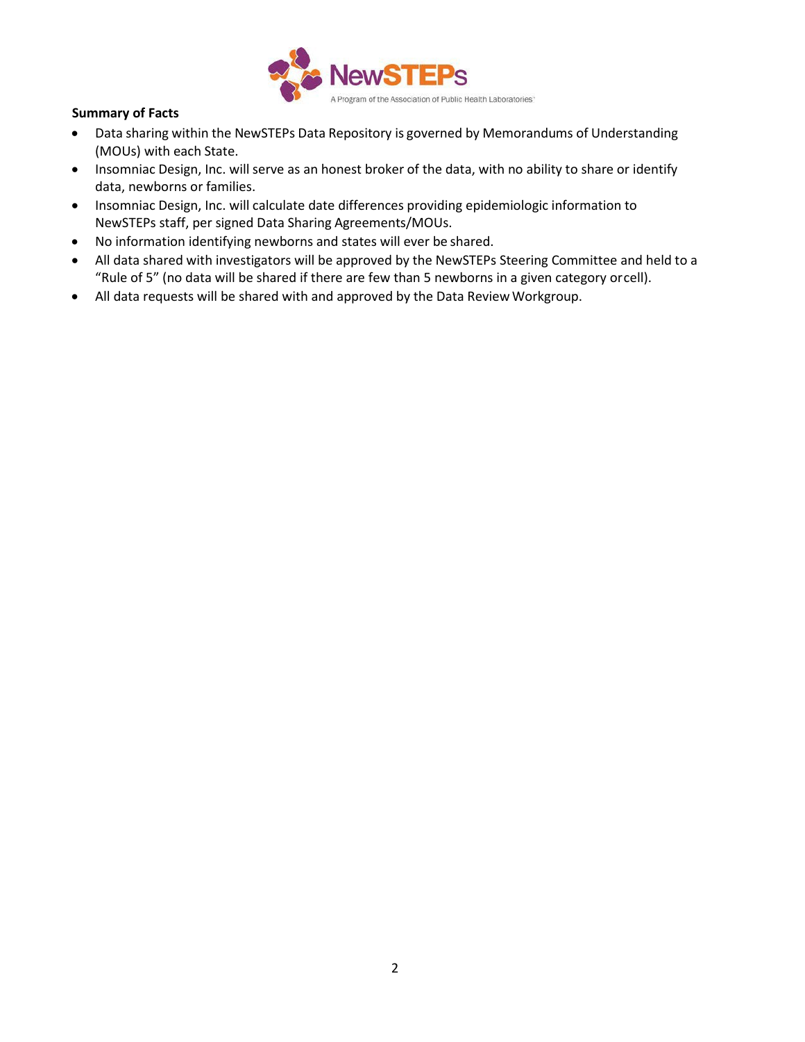**Summary of Facts**

- Data sharing within the NewSTEPs Data Repository is governed by Memorandums of Understanding (MOUs) with each State.
- Insomniac Design, Inc. will serve as an honest broker of the data, with no ability to share or identify data, newborns or families.
- Insomniac Design, Inc. will calculate date differences providing epidemiologic information to NewSTEPs staff, per signed Data Sharing Agreements/MOUs.
- No information identifying newborns and states will ever be shared.
- All data shared with investigators will be approved by the NewSTEPs Steering Committee and held to a "Rule of 5" (no data will be shared if there are few than 5 newborns in a given category or cell).
- All data requests will be shared with and approved by the Data Review Workgroup.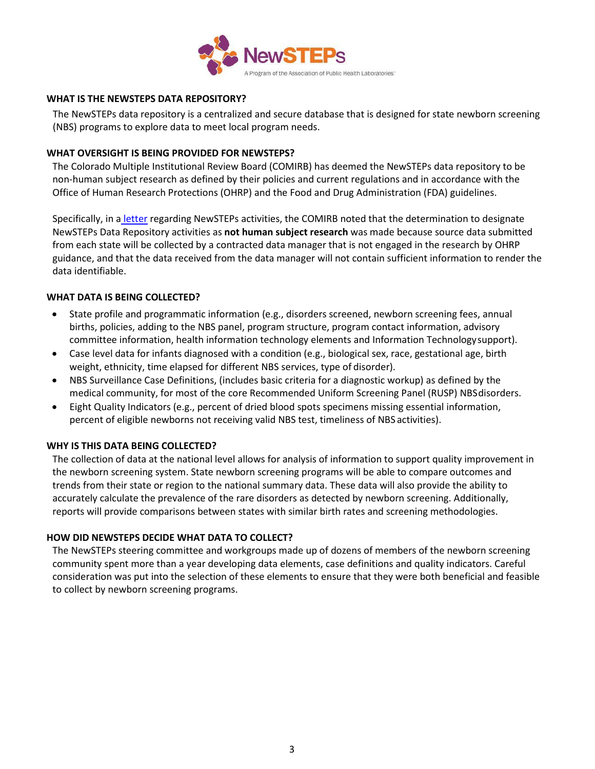## WHAT IS THE NEWSTEPS DATA REPOSITORY?

The NewSTEPs data repository is a centralized and secure database that is designed for state newborn screening (NBS) programs to explore data to meet local program needs.

## WHAT OVERSIGHT IS BEING PROVIDED FOR NEWSTEPS?

The Colorado Multiple Institutional Review Board (COMIRB) has deemed the NewSTEPs data repository to be non-human subject research as defined by their policies and current regulations and in accordance with the Office of Human Research Protections (OHRP) and the Food and Drug Administration (FDA) guidelines.

Specifically, in a letter regarding NewSTEPs activities, the COMIRB noted that the determination to designate NewSTEPs Data Repository activities as **not human subject research** was made because source data submitted from each state will be collected by a contracted data manager that is not engaged in the research by OHRP guidance, and that the data received from the data manager will not contain sufficient information to render the data identifiable.

## WHAT DATA IS BEING COLLECTED?

- State profile and programmatic information (e.g., disorders screened, newborn screening fees, annual births, policies, adding to the NBS panel, program structure, program contact information, advisory committee information, health information technology elements and Information Technology support).
- Case level data for infants diagnosed with a condition (e.g., biological sex, race, gestational age, birth weight, ethnicity, time elapsed for different NBS services, type of disorder).
- NBS Surveillance Case Definitions, (includes basic criteria for a diagnostic workup) as defined by the medical community, for most of the core Recommended Uniform Screening Panel (RUSP) NBS disorders.
- Eight Quality Indicators (e.g., percent of dried blood spots specimens missing essential information, percent of eligible newborns not receiving valid NBS test, timeliness of NBS activities).

## WHY IS THIS DATA BEING COLLECTED?

The collection of data at the national level allows for analysis of information to support quality improvement in the newborn screening system. State newborn screening programs will be able to compare outcomes and trends from their state or region to the national summary data. These data will also provide the ability to accurately calculate the prevalence of the rare disorders as detected by newborn screening. Additionally, reports will provide comparisons between states with similar birth rates and screening methodologies.

## HOW DID NEWSTEPS DECIDE WHAT DATA TO COLLECT?

The NewSTEPs steering committee and workgroups made up of dozens of members of the newborn screening community spent more than a year developing data elements, case definitions and quality indicators. Careful consideration was put into the selection of these elements to ensure that they were both beneficial and feasible to collect by newborn screening programs.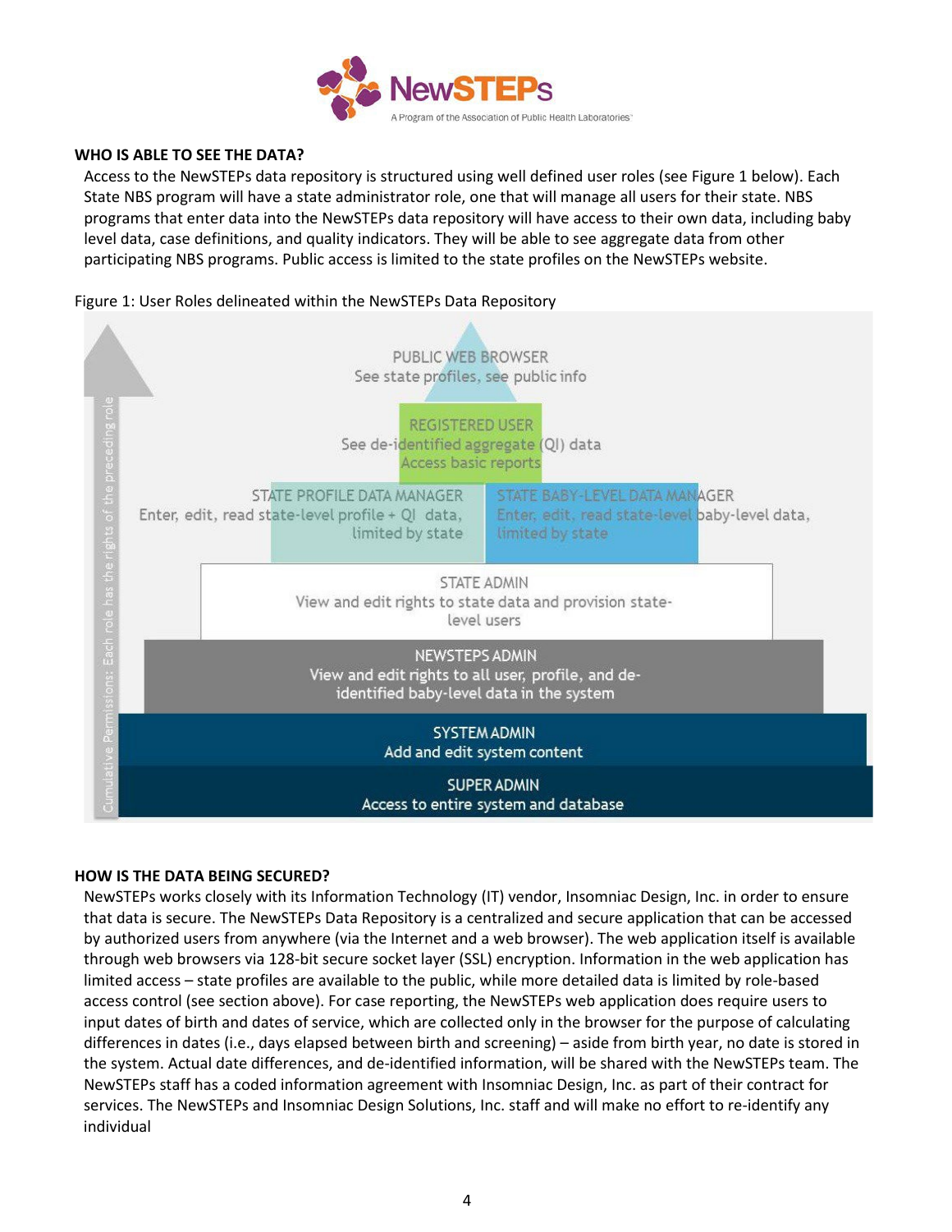## WHO IS ABLE TO SEE THE DATA?

Access to the NewSTEPs data repository is structured using well defined user roles (see Figure 1 below). Each State NBS program will have a state administrator role, one that will manage all users for their state. NBS programs that enter data into the NewSTEPs data repository will have access to their own data, including baby level data, case definitions, and quality indicators. They will be able to see aggregate data from other participating NBS programs. Public access is limited to the state profiles on the NewSTEPs website.

Figure 1: User Roles delineated within the NewSTEPs Data Repository

Cumulative Permissions: Each role has the rights of the preceding role

PUBLIC WEB BROWSER
See state profiles, see public info

REGISTERED USER
See de-identified aggregate (QI) data
Access basic reports

STATE PROFILE DATA MANAGER
Enter, edit, read state-level profile + QI data, limited by state

STATE BABY-LEVEL DATA MANAGER
Enter, edit, read state-level baby-level data, limited by state

STATE ADMIN
View and edit rights to state data and provision state-level users

NEWSTEPS ADMIN
View and edit rights to all user, profile, and de-identified baby-level data in the system

SYSTEM ADMIN
Add and edit system content

SUPER ADMIN
Access to entire system and database

## HOW IS THE DATA BEING SECURED?

NewSTEPs works closely with its Information Technology (IT) vendor, Insomniac Design, Inc. in order to ensure that data is secure. The NewSTEPs Data Repository is a centralized and secure application that can be accessed by authorized users from anywhere (via the Internet and a web browser). The web application itself is available through web browsers via 128-bit secure socket layer (SSL) encryption. Information in the web application has limited access – state profiles are available to the public, while more detailed data is limited by role-based access control (see section above). For case reporting, the NewSTEPs web application does require users to input dates of birth and dates of service, which are collected only in the browser for the purpose of calculating differences in dates (i.e., days elapsed between birth and screening) – aside from birth year, no date is stored in the system. Actual date differences, and de-identified information, will be shared with the NewSTEPs team. The NewSTEPs staff has a coded information agreement with Insomniac Design, Inc. as part of their contract for services. The NewSTEPs and Insomniac Design Solutions, Inc. staff and will make no effort to re-identify any individual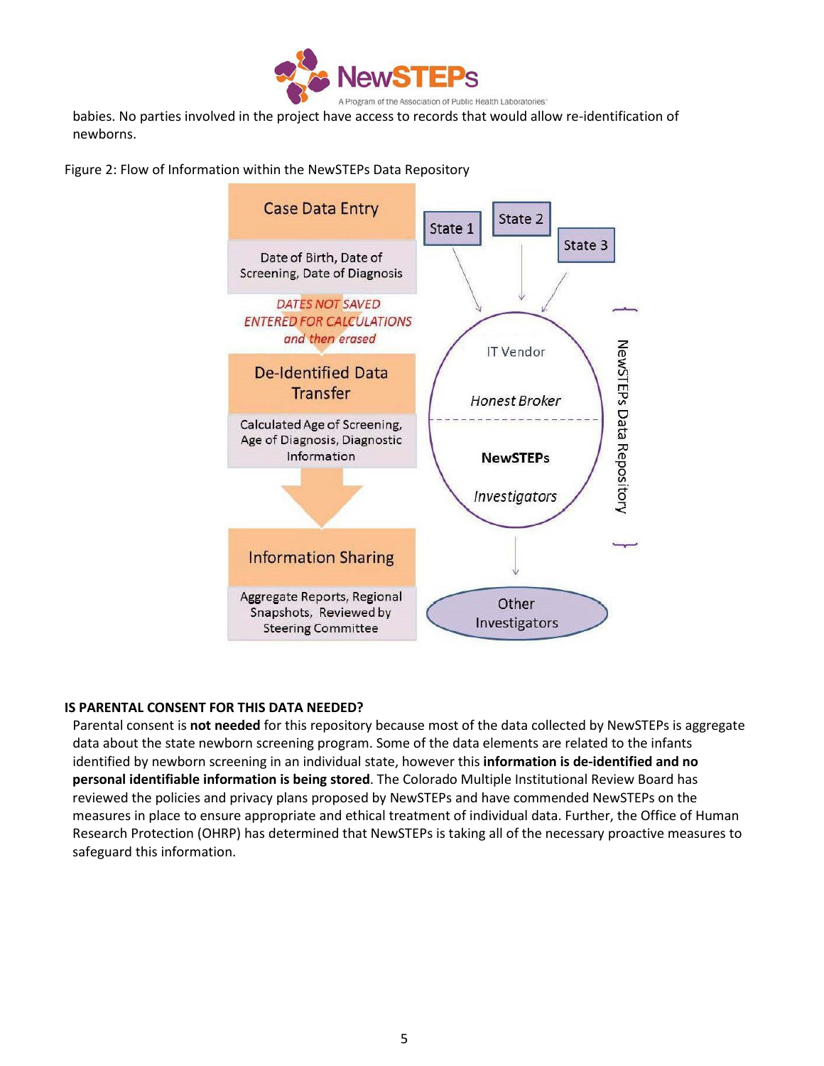babies. No parties involved in the project have access to records that would allow re-identification of newborns.

Figure 2: Flow of Information within the NewSTEPs Data Repository

Case Data Entry

Date of Birth, Date of Screening, Date of Diagnosis

*DATES NOT SAVED ENTERED FOR CALCULATIONS and then erased*

De-Identified Data Transfer

Calculated Age of Screening, Age of Diagnosis, Diagnostic Information

Information Sharing

Aggregate Reports, Regional Snapshots, Reviewed by Steering Committee

State 1

State 2

State 3

IT Vendor

*Honest Broker*

**NewSTEPs**

*Investigators*

NewSTEPs Data Repository

Other Investigators

**IS PARENTAL CONSENT FOR THIS DATA NEEDED?**

Parental consent is **not needed** for this repository because most of the data collected by NewSTEPs is aggregate data about the state newborn screening program. Some of the data elements are related to the infants identified by newborn screening in an individual state, however this **information is de-identified and no personal identifiable information is being stored**. The Colorado Multiple Institutional Review Board has reviewed the policies and privacy plans proposed by NewSTEPs and have commended NewSTEPs on the measures in place to ensure appropriate and ethical treatment of individual data. Further, the Office of Human Research Protection (OHRP) has determined that NewSTEPs is taking all of the necessary proactive measures to safeguard this information.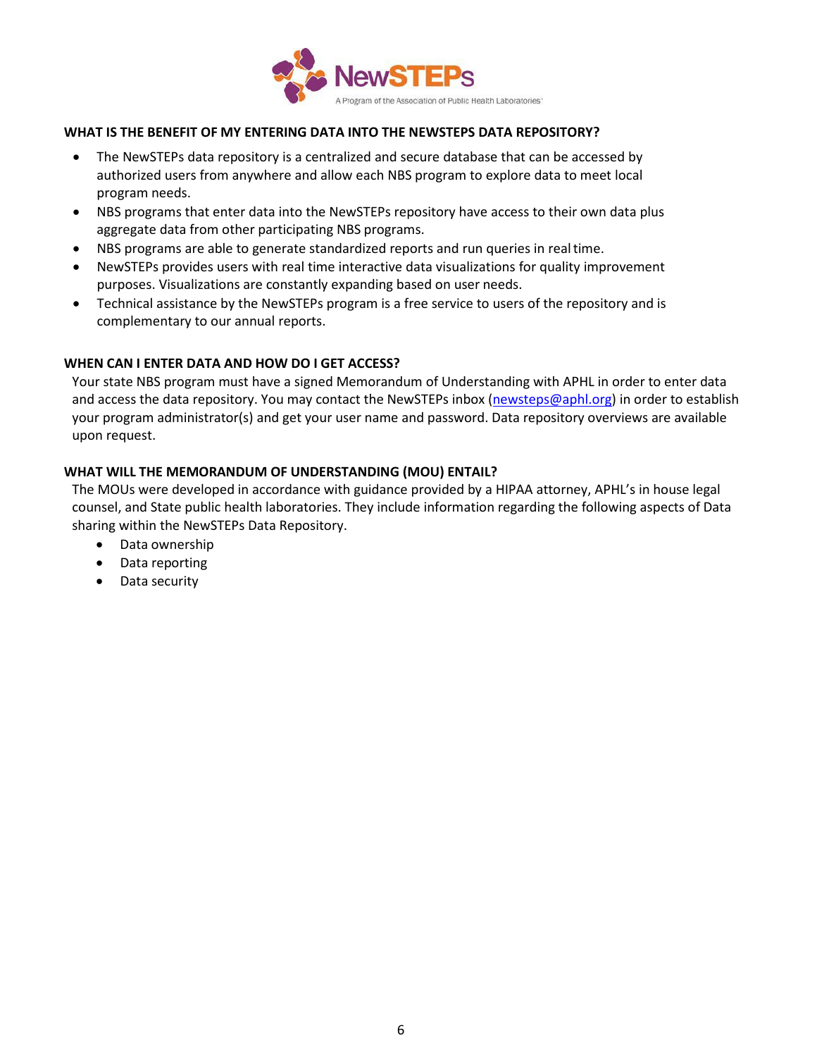### WHAT IS THE BENEFIT OF MY ENTERING DATA INTO THE NEWSTEPS DATA REPOSITORY?

- The NewSTEPs data repository is a centralized and secure database that can be accessed by authorized users from anywhere and allow each NBS program to explore data to meet local program needs.
- NBS programs that enter data into the NewSTEPs repository have access to their own data plus aggregate data from other participating NBS programs.
- NBS programs are able to generate standardized reports and run queries in real time.
- NewSTEPs provides users with real time interactive data visualizations for quality improvement purposes. Visualizations are constantly expanding based on user needs.
- Technical assistance by the NewSTEPs program is a free service to users of the repository and is complementary to our annual reports.

### WHEN CAN I ENTER DATA AND HOW DO I GET ACCESS?

Your state NBS program must have a signed Memorandum of Understanding with APHL in order to enter data and access the data repository. You may contact the NewSTEPs inbox (newsteps@aphl.org) in order to establish your program administrator(s) and get your user name and password. Data repository overviews are available upon request.

### WHAT WILL THE MEMORANDUM OF UNDERSTANDING (MOU) ENTAIL?

The MOUs were developed in accordance with guidance provided by a HIPAA attorney, APHL's in house legal counsel, and State public health laboratories. They include information regarding the following aspects of Data sharing within the NewSTEPs Data Repository.

- Data ownership
- Data reporting
- Data security